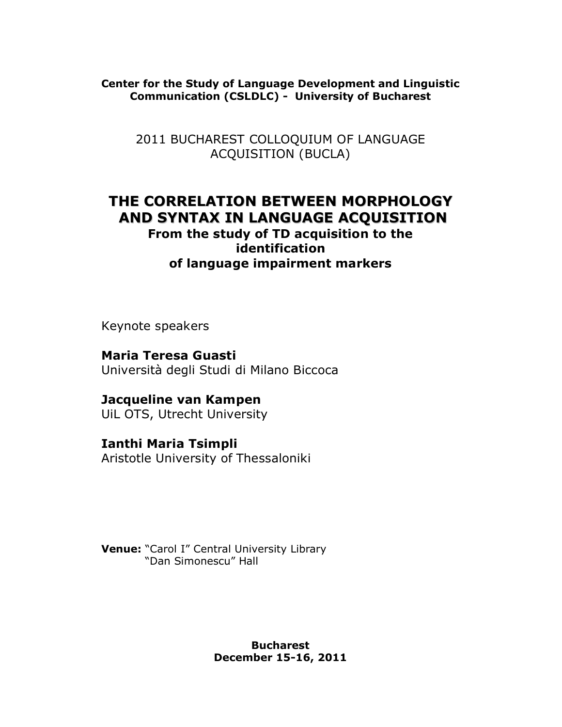**Center for the Study of Language Development and Linguistic Communication (CSLDLC) - University of Bucharest**

2011 BUCHAREST COLLOQUIUM OF LANGUAGE ACQUISITION (BUCLA)

# THE CORRELATION BETWEEN MORPHOLOGY AND SYNTAX IN LANGUAGE ACQUISITION

### From the study of TD acquisition to the identification of language impairment markers

Keynote speakers

**Maria Teresa Guasti**
Università degli Studi di Milano Biccoca

**Jacqueline van Kampen**
UiL OTS, Utrecht University

**Ianthi Maria Tsimpli**
Aristotle University of Thessaloniki

**Venue:** "Carol I" Central University Library
"Dan Simonescu" Hall

**Bucharest**
**December 15-16, 2011**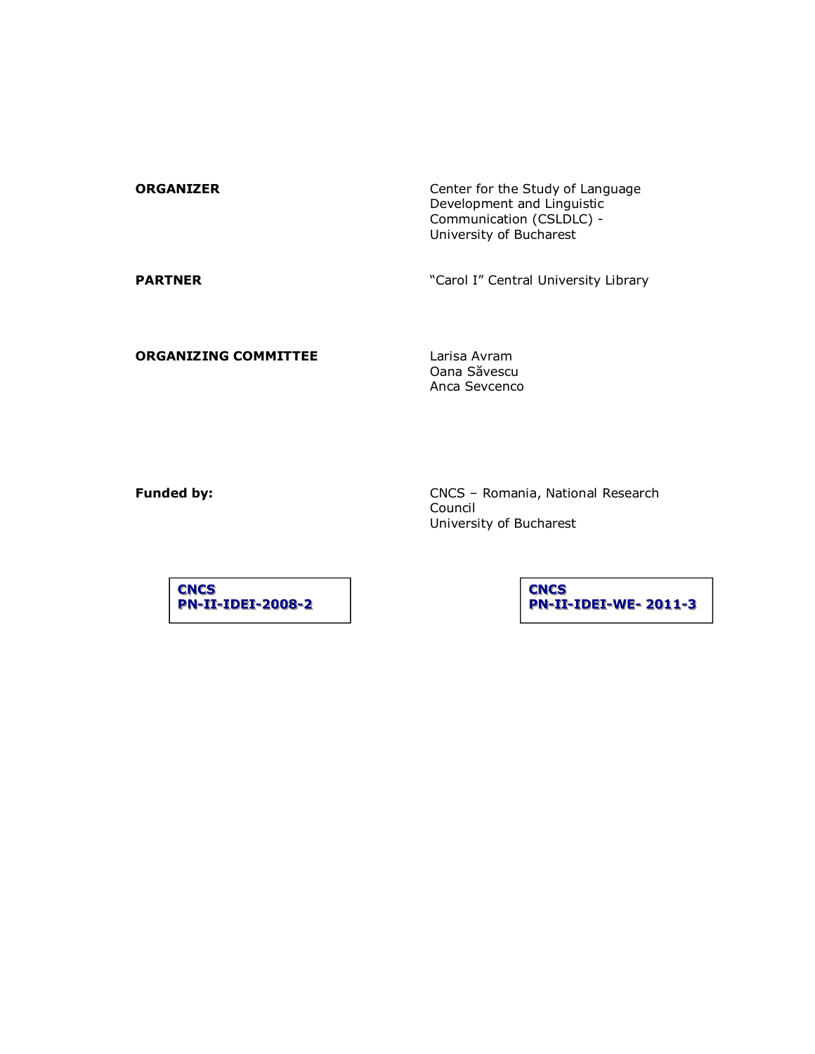**ORGANIZER**

Center for the Study of Language Development and Linguistic Communication (CSLDLC) - University of Bucharest

**PARTNER**

"Carol I" Central University Library

**ORGANIZING COMMITTEE**

Larisa Avram
Oana Săvescu
Anca Sevcenco

**Funded by:**

CNCS – Romania, National Research Council
University of Bucharest

**CNCS**
**PN-II-IDEI-2008-2**

**CNCS**
**PN-II-IDEI-WE- 2011-3**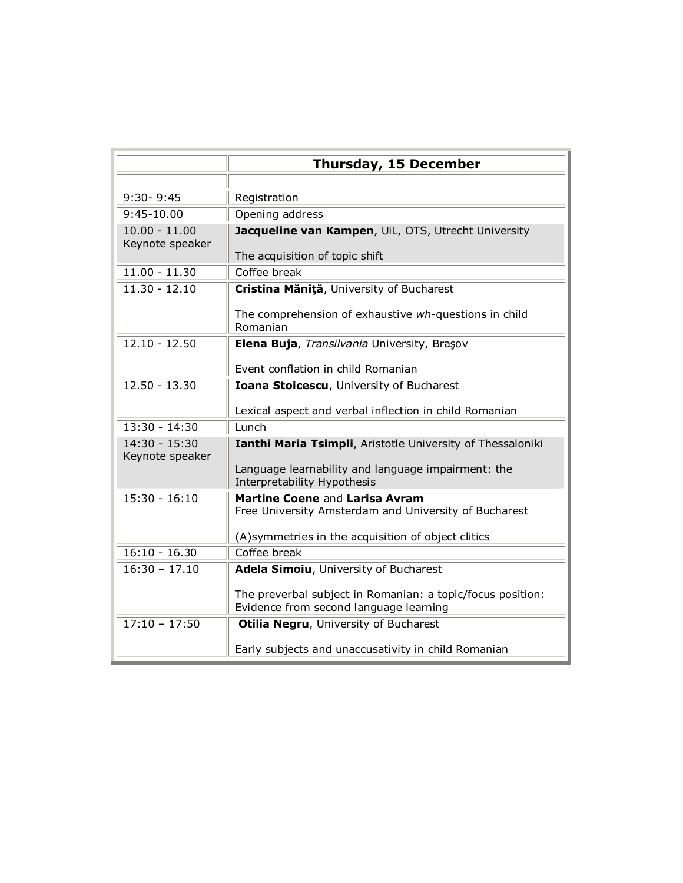| | **Thursday, 15 December** |
|---|---|
| | |
| 9:30- 9:45 | Registration |
| 9:45-10.00 | Opening address |
| 10.00 - 11.00<br>Keynote speaker | **Jacqueline van Kampen**, UiL, OTS, Utrecht University<br><br>The acquisition of topic shift |
| 11.00 - 11.30 | Coffee break |
| 11.30 - 12.10 | **Cristina Măniţă**, University of Bucharest<br><br>The comprehension of exhaustive *wh*-questions in child Romanian |
| 12.10 - 12.50 | **Elena Buja**, *Transilvania* University, Braşov<br><br>Event conflation in child Romanian |
| 12.50 - 13.30 | **Ioana Stoicescu**, University of Bucharest<br><br>Lexical aspect and verbal inflection in child Romanian |
| 13:30 - 14:30 | Lunch |
| 14:30 - 15:30<br>Keynote speaker | **Ianthi Maria Tsimpli**, Aristotle University of Thessaloniki<br><br>Language learnability and language impairment: the Interpretability Hypothesis |
| 15:30 - 16:10 | **Martine Coene** and **Larisa Avram**<br>Free University Amsterdam and University of Bucharest<br><br>(A)symmetries in the acquisition of object clitics |
| 16:10 - 16.30 | Coffee break |
| 16:30 – 17.10 | **Adela Simoiu**, University of Bucharest<br><br>The preverbal subject in Romanian: a topic/focus position: Evidence from second language learning |
| 17:10 – 17:50 | **Otilia Negru**, University of Bucharest<br><br>Early subjects and unaccusativity in child Romanian |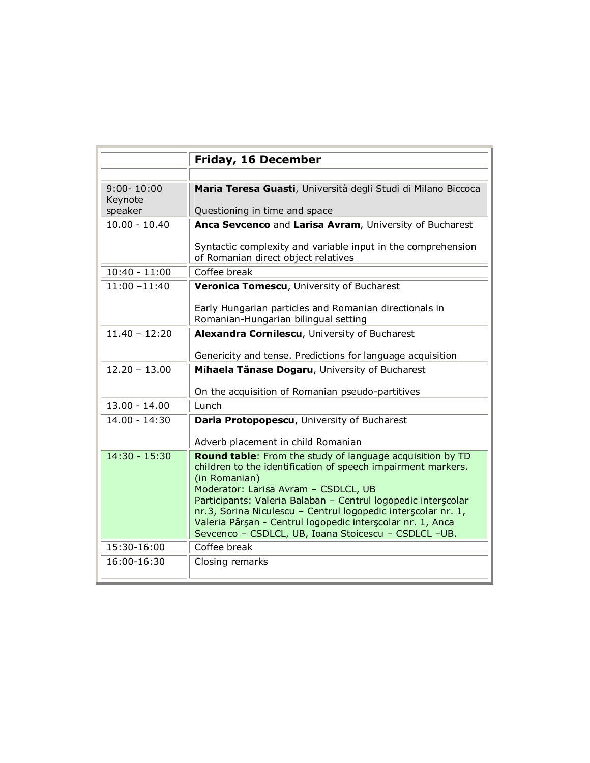| | **Friday, 16 December** |
|---|---|
| | |
| 9:00- 10:00 Keynote speaker | **Maria Teresa Guasti**, Università degli Studi di Milano Biccoca<br><br>Questioning in time and space |
| 10.00 - 10.40 | **Anca Sevcenco** and **Larisa Avram**, University of Bucharest<br><br>Syntactic complexity and variable input in the comprehension of Romanian direct object relatives |
| 10:40 - 11:00 | Coffee break |
| 11:00 –11:40 | **Veronica Tomescu**, University of Bucharest<br><br>Early Hungarian particles and Romanian directionals in Romanian-Hungarian bilingual setting |
| 11.40 – 12:20 | **Alexandra Cornilescu**, University of Bucharest<br><br>Genericity and tense. Predictions for language acquisition |
| 12.20 – 13.00 | **Mihaela Tănase Dogaru**, University of Bucharest<br><br>On the acquisition of Romanian pseudo-partitives |
| 13.00 - 14.00 | Lunch |
| 14.00 - 14:30 | **Daria Protopopescu**, University of Bucharest<br><br>Adverb placement in child Romanian |
| 14:30 - 15:30 | **Round table**: From the study of language acquisition by TD children to the identification of speech impairment markers. (in Romanian)<br>Moderator: Larisa Avram – CSDLCL, UB<br>Participants: Valeria Balaban – Centrul logopedic interşcolar nr.3, Sorina Niculescu – Centrul logopedic interşcolar nr. 1, Valeria Pârşan - Centrul logopedic interşcolar nr. 1, Anca Sevcenco – CSDLCL, UB, Ioana Stoicescu – CSDLCL –UB. |
| 15:30-16:00 | Coffee break |
| 16:00-16:30 | Closing remarks |